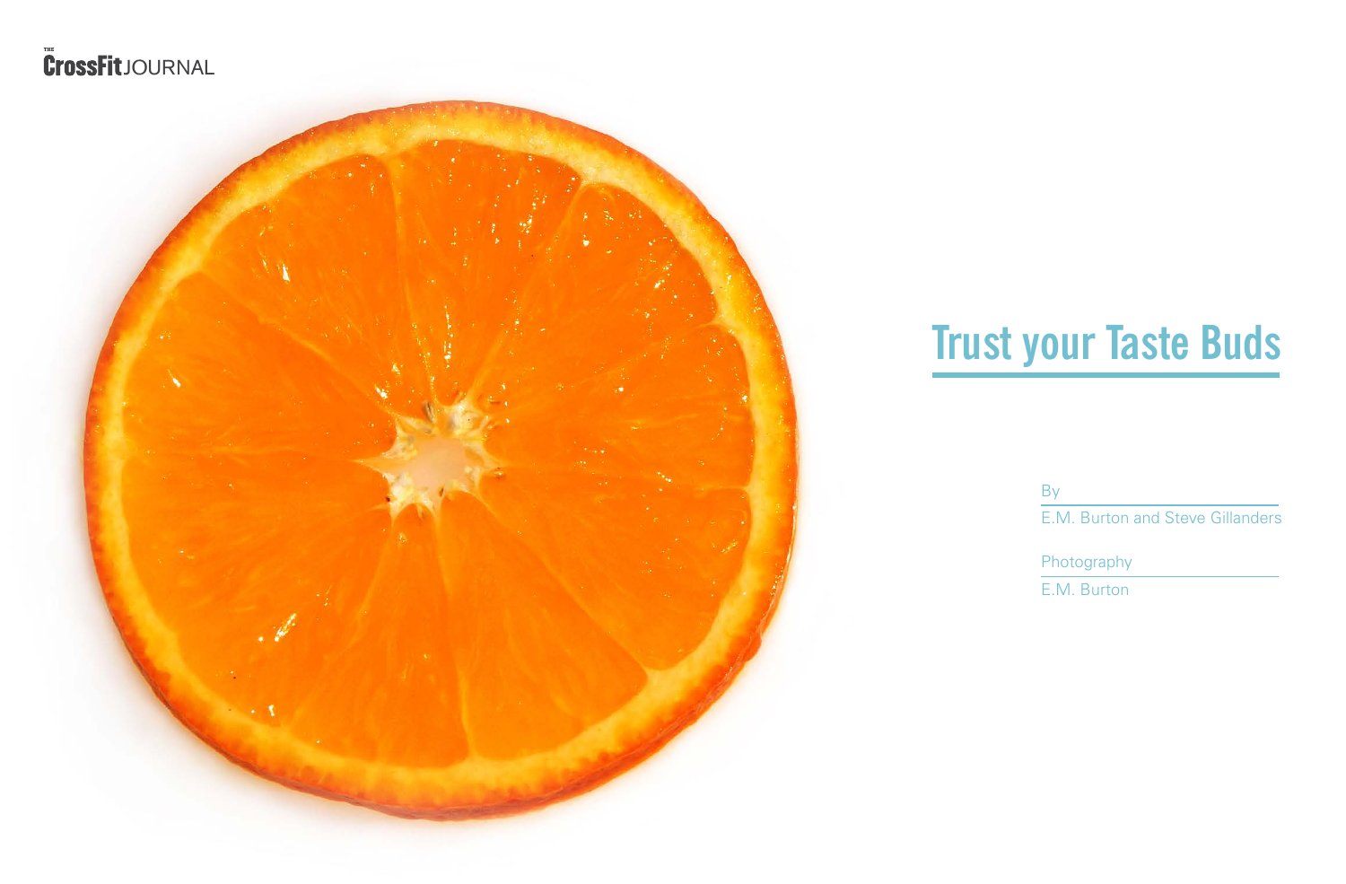# Trust your Taste Buds

By

E.M. Burton and Steve Gillanders

Photography

E.M. Burton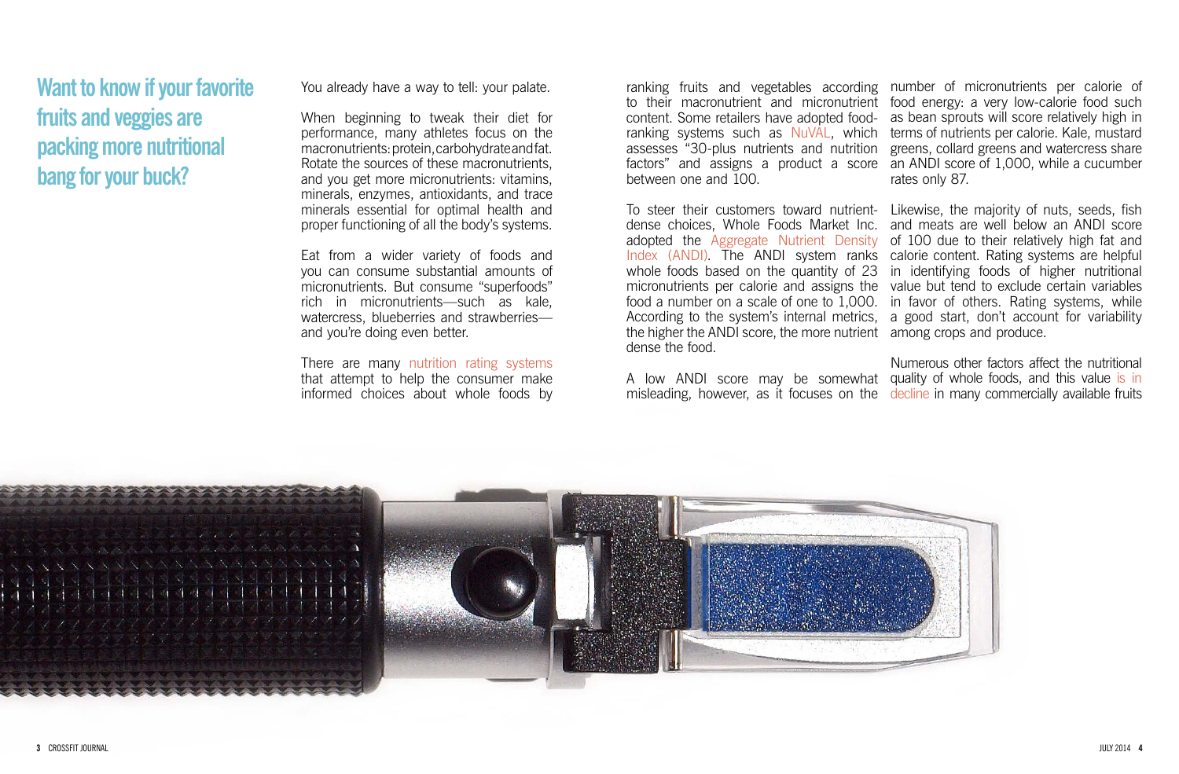## Want to know if your favorite fruits and veggies are packing more nutritional bang for your buck?

You already have a way to tell: your palate.

When beginning to tweak their diet for performance, many athletes focus on the macronutrients: protein, carbohydrate and fat. Rotate the sources of these macronutrients, and you get more micronutrients: vitamins, minerals, enzymes, antioxidants, and trace minerals essential for optimal health and proper functioning of all the body's systems.

Eat from a wider variety of foods and you can consume substantial amounts of micronutrients. But consume "superfoods" rich in micronutrients—such as kale, watercress, blueberries and strawberries—and you're doing even better.

There are many nutrition rating systems that attempt to help the consumer make informed choices about whole foods by ranking fruits and vegetables according to their macronutrient and micronutrient content. Some retailers have adopted food-ranking systems such as NuVAL, which assesses "30-plus nutrients and nutrition factors" and assigns a product a score between one and 100.

To steer their customers toward nutrient-dense choices, Whole Foods Market Inc. adopted the Aggregate Nutrient Density Index (ANDI). The ANDI system ranks whole foods based on the quantity of 23 micronutrients per calorie and assigns the food a number on a scale of one to 1,000. According to the system's internal metrics, the higher the ANDI score, the more nutrient dense the food.

A low ANDI score may be somewhat misleading, however, as it focuses on the number of micronutrients per calorie of food energy: a very low-calorie food such as bean sprouts will score relatively high in terms of nutrients per calorie. Kale, mustard greens, collard greens and watercress share an ANDI score of 1,000, while a cucumber rates only 87.

Likewise, the majority of nuts, seeds, fish and meats are well below an ANDI score of 100 due to their relatively high fat and calorie content. Rating systems are helpful in identifying foods of higher nutritional value but tend to exclude certain variables in favor of others. Rating systems, while a good start, don't account for variability among crops and produce.

Numerous other factors affect the nutritional quality of whole foods, and this value is in decline in many commercially available fruits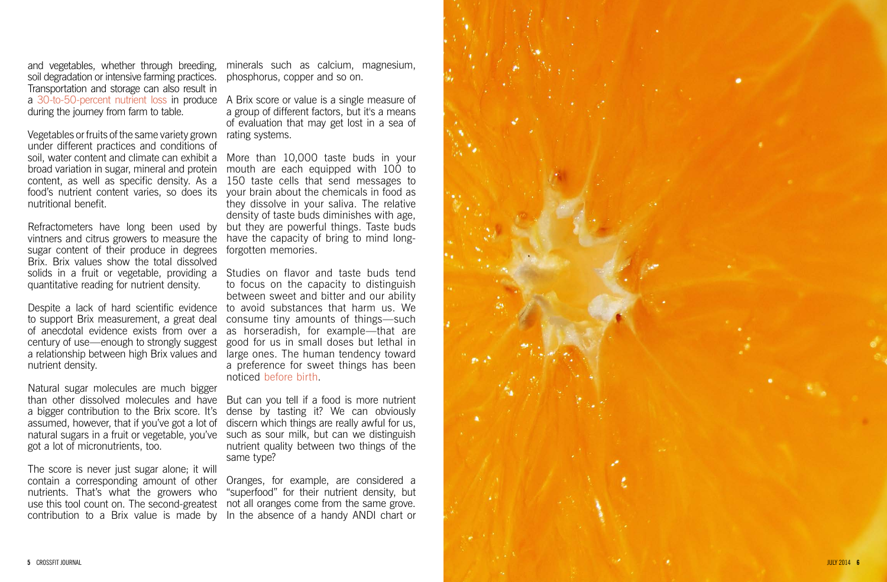and vegetables, whether through breeding, soil degradation or intensive farming practices. Transportation and storage can also result in a 30-to-50-percent nutrient loss in produce during the journey from farm to table.

Vegetables or fruits of the same variety grown under different practices and conditions of soil, water content and climate can exhibit a broad variation in sugar, mineral and protein content, as well as specific density. As a food's nutrient content varies, so does its nutritional benefit.

Refractometers have long been used by vintners and citrus growers to measure the sugar content of their produce in degrees Brix. Brix values show the total dissolved solids in a fruit or vegetable, providing a quantitative reading for nutrient density.

Despite a lack of hard scientific evidence to support Brix measurement, a great deal of anecdotal evidence exists from over a century of use—enough to strongly suggest a relationship between high Brix values and nutrient density.

Natural sugar molecules are much bigger than other dissolved molecules and have a bigger contribution to the Brix score. It's assumed, however, that if you've got a lot of natural sugars in a fruit or vegetable, you've got a lot of micronutrients, too.

The score is never just sugar alone; it will contain a corresponding amount of other nutrients. That's what the growers who use this tool count on. The second-greatest contribution to a Brix value is made by minerals such as calcium, magnesium, phosphorus, copper and so on.

A Brix score or value is a single measure of a group of different factors, but it's a means of evaluation that may get lost in a sea of rating systems.

More than 10,000 taste buds in your mouth are each equipped with 100 to 150 taste cells that send messages to your brain about the chemicals in food as they dissolve in your saliva. The relative density of taste buds diminishes with age, but they are powerful things. Taste buds have the capacity of bring to mind long-forgotten memories.

Studies on flavor and taste buds tend to focus on the capacity to distinguish between sweet and bitter and our ability to avoid substances that harm us. We consume tiny amounts of things—such as horseradish, for example—that are good for us in small doses but lethal in large ones. The human tendency toward a preference for sweet things has been noticed before birth.

But can you tell if a food is more nutrient dense by tasting it? We can obviously discern which things are really awful for us, such as sour milk, but can we distinguish nutrient quality between two things of the same type?

Oranges, for example, are considered a "superfood" for their nutrient density, but not all oranges come from the same grove. In the absence of a handy ANDI chart or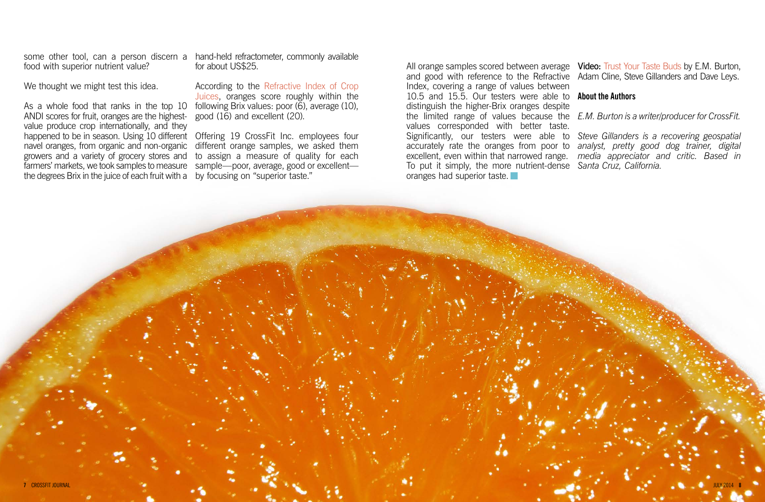some other tool, can a person discern a food with superior nutrient value?

We thought we might test this idea.

As a whole food that ranks in the top 10 ANDI scores for fruit, oranges are the highest-value produce crop internationally, and they happened to be in season. Using 10 different navel oranges, from organic and non-organic growers and a variety of grocery stores and farmers' markets, we took samples to measure the degrees Brix in the juice of each fruit with a hand-held refractometer, commonly available for about US$25.

According to the Refractive Index of Crop Juices, oranges score roughly within the following Brix values: poor (6), average (10), good (16) and excellent (20).

Offering 19 CrossFit Inc. employees four different orange samples, we asked them to assign a measure of quality for each sample—poor, average, good or excellent—by focusing on "superior taste."

All orange samples scored between average and good with reference to the Refractive Index, covering a range of values between 10.5 and 15.5. Our testers were able to distinguish the higher-Brix oranges despite the limited range of values because the values corresponded with better taste. Significantly, our testers were able to accurately rate the oranges from poor to excellent, even within that narrowed range. To put it simply, the more nutrient-dense oranges had superior taste.

**Video:** Trust Your Taste Buds by E.M. Burton, Adam Cline, Steve Gillanders and Dave Leys.

**About the Authors**

*E.M. Burton is a writer/producer for CrossFit.*

*Steve Gillanders is a recovering geospatial analyst, pretty good dog trainer, digital media appreciator and critic. Based in Santa Cruz, California.*